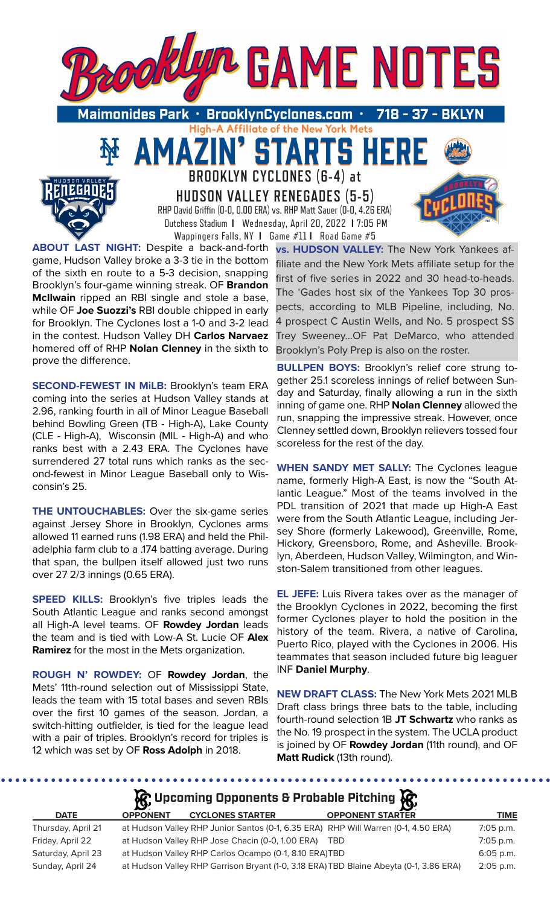# Brooklyn GAME NOTES

**Maimonides Park • BrooklynCyclones.com • 718 - 37 - BKLYN**

High-A Affiliate of the New York Mets

## AMAZIN' STARTS HERE

### BROOKLYN CYCLONES (6-4) at HUDSON VALLEY RENEGADES (5-5)

RHP David Griffin (0-0, 0.00 ERA) vs. RHP Matt Sauer (0-0, 4.26 ERA)
Dutchess Stadium | Wednesday, April 20, 2022 | 7:05 PM
Wappingers Falls, NY | Game #11 | Road Game #5

**ABOUT LAST NIGHT:** Despite a back-and-forth game, Hudson Valley broke a 3-3 tie in the bottom of the sixth en route to a 5-3 decision, snapping Brooklyn's four-game winning streak. OF **Brandon McIlwain** ripped an RBI single and stole a base, while OF **Joe Suozzi's** RBI double chipped in early for Brooklyn. The Cyclones lost a 1-0 and 3-2 lead in the contest. Hudson Valley DH **Carlos Narvaez** homered off of RHP **Nolan Clenney** in the sixth to prove the difference.

**SECOND-FEWEST IN MiLB:** Brooklyn's team ERA coming into the series at Hudson Valley stands at 2.96, ranking fourth in all of Minor League Baseball behind Bowling Green (TB - High-A), Lake County (CLE - High-A), Wisconsin (MIL - High-A) and who ranks best with a 2.43 ERA. The Cyclones have surrendered 27 total runs which ranks as the second-fewest in Minor League Baseball only to Wisconsin's 25.

**THE UNTOUCHABLES:** Over the six-game series against Jersey Shore in Brooklyn, Cyclones arms allowed 11 earned runs (1.98 ERA) and held the Philadelphia farm club to a .174 batting average. During that span, the bullpen itself allowed just two runs over 27 2/3 innings (0.65 ERA).

**SPEED KILLS:** Brooklyn's five triples leads the South Atlantic League and ranks second amongst all High-A level teams. OF **Rowdey Jordan** leads the team and is tied with Low-A St. Lucie OF **Alex Ramirez** for the most in the Mets organization.

**ROUGH N' ROWDEY:** OF **Rowdey Jordan**, the Mets' 11th-round selection out of Mississippi State, leads the team with 15 total bases and seven RBIs over the first 10 games of the season. Jordan, a switch-hitting outfielder, is tied for the league lead with a pair of triples. Brooklyn's record for triples is 12 which was set by OF **Ross Adolph** in 2018.

**vs. HUDSON VALLEY:** The New York Yankees affiliate and the New York Mets affiliate setup for the first of five series in 2022 and 30 head-to-heads. The 'Gades host six of the Yankees Top 30 prospects, according to MLB Pipeline, including, No. 4 prospect C Austin Wells, and No. 5 prospect SS Trey Sweeney...OF Pat DeMarco, who attended Brooklyn's Poly Prep is also on the roster.

**BULLPEN BOYS:** Brooklyn's relief core strung together 25.1 scoreless innings of relief between Sunday and Saturday, finally allowing a run in the sixth inning of game one. RHP **Nolan Clenney** allowed the run, snapping the impressive streak. However, once Clenney settled down, Brooklyn relievers tossed four scoreless for the rest of the day.

**WHEN SANDY MET SALLY:** The Cyclones league name, formerly High-A East, is now the "South Atlantic League." Most of the teams involved in the PDL transition of 2021 that made up High-A East were from the South Atlantic League, including Jersey Shore (formerly Lakewood), Greenville, Rome, Hickory, Greensboro, Rome, and Asheville. Brooklyn, Aberdeen, Hudson Valley, Wilmington, and Winston-Salem transitioned from other leagues.

**EL JEFE:** Luis Rivera takes over as the manager of the Brooklyn Cyclones in 2022, becoming the first former Cyclones player to hold the position in the history of the team. Rivera, a native of Carolina, Puerto Rico, played with the Cyclones in 2006. His teammates that season included future big leaguer INF **Daniel Murphy**.

**NEW DRAFT CLASS:** The New York Mets 2021 MLB Draft class brings three bats to the table, including fourth-round selection 1B **JT Schwartz** who ranks as the No. 19 prospect in the system. The UCLA product is joined by OF **Rowdey Jordan** (11th round), and OF **Matt Rudick** (13th round).

### Upcoming Opponents & Probable Pitching

| DATE | OPPONENT | CYCLONES STARTER | OPPONENT STARTER | TIME |
|---|---|---|---|---|
| Thursday, April 21 | at Hudson Valley | RHP Junior Santos (0-1, 6.35 ERA) | RHP Will Warren (0-1, 4.50 ERA) | 7:05 p.m. |
| Friday, April 22 | at Hudson Valley | RHP Jose Chacin (0-0, 1.00 ERA) | TBD | 7:05 p.m. |
| Saturday, April 23 | at Hudson Valley | RHP Carlos Ocampo (0-1, 8.10 ERA) | TBD | 6:05 p.m. |
| Sunday, April 24 | at Hudson Valley | RHP Garrison Bryant (1-0, 3.18 ERA) | TBD Blaine Abeyta (0-1, 3.86 ERA) | 2:05 p.m. |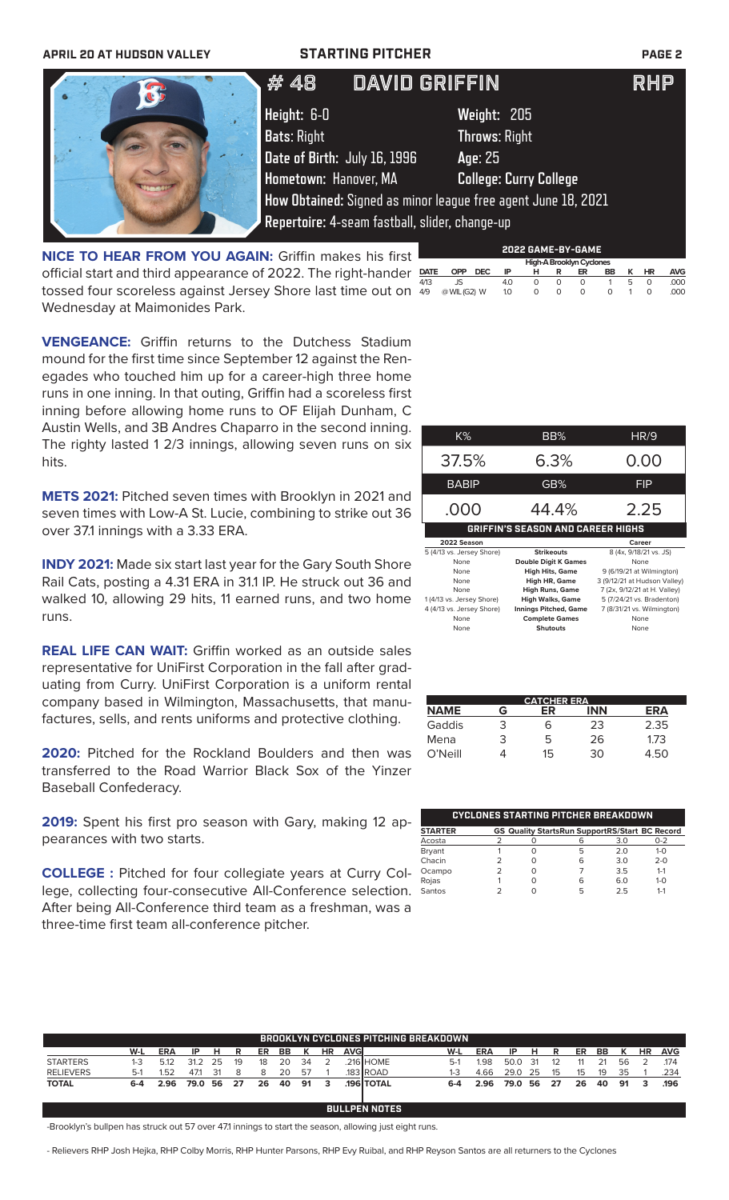**APRIL 20 AT HUDSON VALLEY** — **STARTING PITCHER**

# # 48 DAVID GRIFFIN RHP

**Height:** 6-0 **Weight:** 205
**Bats:** Right **Throws:** Right
**Date of Birth:** July 16, 1996 **Age:** 25
**Hometown:** Hanover, MA **College:** Curry College
**How Obtained:** Signed as minor league free agent June 18, 2021
**Repertoire:** 4-seam fastball, slider, change-up

**NICE TO HEAR FROM YOU AGAIN:** Griffin makes his first official start and third appearance of 2022. The right-hander tossed four scoreless against Jersey Shore last time out on Wednesday at Maimonides Park.

**VENGEANCE:** Griffin returns to the Dutchess Stadium mound for the first time since September 12 against the Renegades who touched him up for a career-high three home runs in one inning. In that outing, Griffin had a scoreless first inning before allowing home runs to OF Elijah Dunham, C Austin Wells, and 3B Andres Chaparro in the second inning. The righty lasted 1 2/3 innings, allowing seven runs on six hits.

**METS 2021:** Pitched seven times with Brooklyn in 2021 and seven times with Low-A St. Lucie, combining to strike out 36 over 37.1 innings with a 3.33 ERA.

**INDY 2021:** Made six start last year for the Gary South Shore Rail Cats, posting a 4.31 ERA in 31.1 IP. He struck out 36 and walked 10, allowing 29 hits, 11 earned runs, and two home runs.

**REAL LIFE CAN WAIT:** Griffin worked as an outside sales representative for UniFirst Corporation in the fall after graduating from Curry. UniFirst Corporation is a uniform rental company based in Wilmington, Massachusetts, that manufactures, sells, and rents uniforms and protective clothing.

**2020:** Pitched for the Rockland Boulders and then was transferred to the Road Warrior Black Sox of the Yinzer Baseball Confederacy.

**2019:** Spent his first pro season with Gary, making 12 appearances with two starts.

**COLLEGE :** Pitched for four collegiate years at Curry College, collecting four-consecutive All-Conference selection. After being All-Conference third team as a freshman, was a three-time first team all-conference pitcher.

## 2022 GAME-BY-GAME

High-A Brooklyn Cyclones

| DATE | OPP | DEC | IP | H | R | ER | BB | K | HR | AVG |
|---|---|---|---|---|---|---|---|---|---|---|
| 4/13 | JS | | 4.0 | 0 | 0 | 0 | 1 | 5 | 0 | .000 |
| 4/9 | @ WIL (G2) | W | 1.0 | 0 | 0 | 0 | 0 | 1 | 0 | .000 |

| K% | BB% | HR/9 |
|---|---|---|
| 37.5% | 6.3% | 0.00 |
| **BABIP** | **GB%** | **FIP** |
| .000 | 44.4% | 2.25 |

## GRIFFIN'S SEASON AND CAREER HIGHS

| 2022 Season | | Career |
|---|---|---|
| 5 (4/13 vs. Jersey Shore) | Strikeouts | 8 (4x, 9/18/21 vs. JS) |
| None | Double Digit K Games | None |
| None | High Hits, Game | 9 (6/19/21 at Wilmington) |
| None | High HR, Game | 3 (9/12/21 at Hudson Valley) |
| None | High Runs, Game | 7 (2x, 9/12/21 at H. Valley) |
| 1 (4/13 vs. Jersey Shore) | High Walks, Game | 5 (7/24/21 vs. Bradenton) |
| 4 (4/13 vs. Jersey Shore) | Innings Pitched, Game | 7 (8/31/21 vs. Wilmington) |
| None | Complete Games | None |
| None | Shutouts | None |

## CATCHER ERA

| NAME | G | ER | INN | ERA |
|---|---|---|---|---|
| Gaddis | 3 | 6 | 23 | 2.35 |
| Mena | 3 | 5 | 26 | 1.73 |
| O'Neill | 4 | 15 | 30 | 4.50 |

## CYCLONES STARTING PITCHER BREAKDOWN

| STARTER | GS | Quality Starts | Run Support | RS/Start | BC Record |
|---|---|---|---|---|---|
| Acosta | 2 | 0 | 6 | 3.0 | 0-2 |
| Bryant | 1 | 0 | 5 | 2.0 | 1-0 |
| Chacin | 2 | 0 | 6 | 3.0 | 2-0 |
| Ocampo | 2 | 0 | 7 | 3.5 | 1-1 |
| Rojas | 1 | 0 | 6 | 6.0 | 1-0 |
| Santos | 2 | 0 | 5 | 2.5 | 1-1 |

## BROOKLYN CYCLONES PITCHING BREAKDOWN

| | W-L | ERA | IP | H | R | ER | BB | K | HR | AVG | | W-L | ERA | IP | H | R | ER | BB | K | HR | AVG |
|---|---|---|---|---|---|---|---|---|---|---|---|---|---|---|---|---|---|---|---|---|---|
| STARTERS | 1-3 | 5.12 | 31.2 | 25 | 19 | 18 | 20 | 34 | 2 | .216 | HOME | 5-1 | 1.98 | 50.0 | 31 | 12 | 11 | 21 | 56 | 2 | .174 |
| RELIEVERS | 5-1 | 1.52 | 47.1 | 31 | 8 | 8 | 20 | 57 | 1 | .183 | ROAD | 1-3 | 4.66 | 29.0 | 25 | 15 | 15 | 19 | 35 | 1 | .234 |
| **TOTAL** | **6-4** | **2.96** | **79.0** | **56** | **27** | **26** | **40** | **91** | **3** | **.196** | **TOTAL** | **6-4** | **2.96** | **79.0** | **56** | **27** | **26** | **40** | **91** | **3** | **.196** |

## BULLPEN NOTES

-Brooklyn's bullpen has struck out 57 over 47.1 innings to start the season, allowing just eight runs.

- Relievers RHP Josh Hejka, RHP Colby Morris, RHP Hunter Parsons, RHP Evy Ruibal, and RHP Reyson Santos are all returners to the Cyclones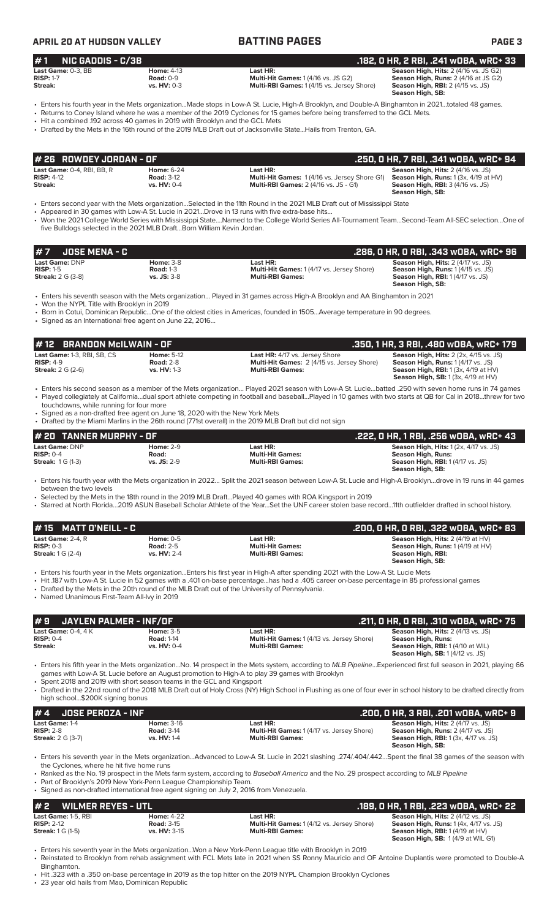# #1 NIC GADDIS - C/3B

**.182, 0 HR, 2 RBI, .241 wOBA, wRC+ 33**

| | | | |
|---|---|---|---|
| **Last Game:** 0-3, BB | **Home:** 4-13 | **Last HR:** | **Season High, Hits:** 2 (4/16 vs. JS G2) |
| **RISP:** 1-7 | **Road:** 0-9 | **Multi-Hit Games:** 1 (4/16 vs. JS G2) | **Season High, Runs:** 2 (4/16 at JS G2) |
| **Streak:** | **vs. HV:** 0-3 | **Multi-RBI Games:** 1 (4/15 vs. Jersey Shore) | **Season High, RBI:** 2 (4/15 vs. JS) |
| | | | **Season High, SB:** |

- Enters his fourth year in the Mets organization...Made stops in Low-A St. Lucie, High-A Brooklyn, and Double-A Binghamton in 2021...totaled 48 games.
- Returns to Coney Island where he was a member of the 2019 Cyclones for 15 games before being transferred to the GCL Mets.
- Hit a combined .192 across 40 games in 2019 with Brooklyn and the GCL Mets
- Drafted by the Mets in the 16th round of the 2019 MLB Draft out of Jacksonville State...Hails from Trenton, GA.

# #26 ROWDEY JORDAN - OF

**.250, 0 HR, 7 RBI, .341 wOBA, wRC+ 94**

| | | | |
|---|---|---|---|
| **Last Game:** 0-4, RBI, BB, R | **Home:** 6-24 | **Last HR:** | **Season High, Hits:** 2 (4/16 vs. JS) |
| **RISP:** 4-12 | **Road:** 3-12 | **Multi-Hit Games:** 1 (4/16 vs. Jersey Shore G1) | **Season High, Runs:** 1 (3x, 4/19 at HV) |
| **Streak:** | **vs. HV:** 0-4 | **Multi-RBI Games:** 2 (4/16 vs. JS - G1) | **Season High, RBI:** 3 (4/16 vs. JS) |
| | | | **Season High, SB:** |

- Enters second year with the Mets organization...Selected in the 11th Round in the 2021 MLB Draft out of Mississippi State
- Appeared in 30 games with Low-A St. Lucie in 2021...Drove in 13 runs with five extra-base hits...
- Won the 2021 College World Series with Mississippi State....Named to the College World Series All-Tournament Team...Second-Team All-SEC selection...One of five Bulldogs selected in the 2021 MLB Draft...Born William Kevin Jordan.

# #7 JOSE MENA - C

**.286, 0 HR, 0 RBI, .343 wOBA, wRC+ 96**

| | | | |
|---|---|---|---|
| **Last Game:** DNP | **Home:** 3-8 | **Last HR:** | **Season High, Hits:** 2 (4/17 vs. JS) |
| **RISP:** 1-5 | **Road:** 1-3 | **Multi-Hit Games:** 1 (4/17 vs. Jersey Shore) | **Season High, Runs:** 1 (4/15 vs. JS) |
| **Streak:** 2 G (3-8) | **vs. JS:** 3-8 | **Multi-RBI Games:** | **Season High, RBI:** 1 (4/17 vs. JS) |
| | | | **Season High, SB:** |

- Enters his seventh season with the Mets organization... Played in 31 games across High-A Brooklyn and AA Binghamton in 2021
- Won the NYPL Title with Brooklyn in 2019
- Born in Cotui, Dominican Republic...One of the oldest cities in Americas, founded in 1505...Average temperature in 90 degrees.
- Signed as an International free agent on June 22, 2016...

# #12 BRANDON McILWAIN - OF

**.350, 1 HR, 3 RBI, .480 wOBA, wRC+ 179**

| | | | |
|---|---|---|---|
| **Last Game:** 1-3, RBI, SB, CS | **Home:** 5-12 | **Last HR:** 4/17 vs. Jersey Shore | **Season High, Hits:** 2 (2x, 4/15 vs. JS) |
| **RISP:** 4-9 | **Road:** 2-8 | **Multi-Hit Games:** 2 (4/15 vs. Jersey Shore) | **Season High, Runs:** 1 (4/17 vs. JS) |
| **Streak:** 2 G (2-6) | **vs. HV:** 1-3 | **Multi-RBI Games:** | **Season High, RBI:** 1 (3x, 4/19 at HV) |
| | | | **Season High, SB:** 1 (3x, 4/19 at HV) |

- Enters his second season as a member of the Mets organization... Played 2021 season with Low-A St. Lucie...batted .250 with seven home runs in 74 games
- Played collegiately at California...dual sport athlete competing in football and baseball...Played in 10 games with two starts at QB for Cal in 2018...threw for two touchdowns, while running for four more
- Signed as a non-drafted free agent on June 18, 2020 with the New York Mets
- Drafted by the Miami Marlins in the 26th round (771st overall) in the 2019 MLB Draft but did not sign

# #20 TANNER MURPHY - OF

**.222, 0 HR, 1 RBI, .256 wOBA, wRC+ 43**

| | | | |
|---|---|---|---|
| **Last Game:** DNP | **Home:** 2-9 | **Last HR:** | **Season High, Hits:** 1 (2x, 4/15 vs. JS) |
| **RISP:** 0-4 | **Road:** | **Multi-Hit Games:** | **Season High, Runs:** |
| **Streak:** 1 G (1-3) | **vs. JS:** 2-9 | **Multi-RBI Games:** | **Season High, RBI:** 1 (4/17 vs. JS) |
| | | | **Season High, SB:** |

- Enters his fourth year with the Mets organization in 2022... Split the 2021 season between Low-A St. Lucie and High-A Brooklyn...drove in 19 runs in 44 games between the two levels
- Selected by the Mets in the 18th round in the 2019 MLB Draft...Played 40 games with ROA Kingsport in 2019
- Starred at North Florida...2019 ASUN Baseball Scholar Athlete of the Year...Set the UNF career stolen base record...11th outfielder drafted in school history.

# #15 MATT O'NEILL - C

**.200, 0 HR, 0 RBI, .322 wOBA, wRC+ 83**

| | | | |
|---|---|---|---|
| **Last Game:** 2-4, R | **Home:** 0-5 | **Last HR:** | **Season High, Hits:** 2 (4/19 at HV) |
| **RISP:** 0-3 | **Road:** 2-5 | **Multi-Hit Games:** | **Season High, Runs:** 1 (4/19 at HV) |
| **Streak:** 1 G (2-4) | **vs. HV:** 2-4 | **Multi-RBI Games:** | **Season High, RBI:** |
| | | | **Season High, SB:** |

- Enters his fourth year in the Mets organization...Enters his first year in High-A after spending 2021 with the Low-A St. Lucie Mets
- Hit .187 with Low-A St. Lucie in 52 games with a .401 on-base percentage...has had a .405 career on-base percentage in 85 professional games
- Drafted by the Mets in the 20th round of the MLB Draft out of the University of Pennsylvania.
- Named Unanimous First-Team All-Ivy in 2019

# #9 JAYLEN PALMER - INF/OF

**.211, 0 HR, 0 RBI, .310 wOBA, wRC+ 75**

| | | | |
|---|---|---|---|
| **Last Game:** 0-4, 4 K | **Home:** 3-5 | **Last HR:** | **Season High, Hits:** 2 (4/13 vs. JS) |
| **RISP:** 0-4 | **Road:** 1-14 | **Multi-Hit Games:** 1 (4/13 vs. Jersey Shore) | **Season High, Runs:** |
| **Streak:** | **vs. HV:** 0-4 | **Multi-RBI Games:** | **Season High, RBI:** 1 (4/10 at WIL) |
| | | | **Season High, SB:** 1 (4/12 vs. JS) |

- Enters his fifth year in the Mets organization...No. 14 prospect in the Mets system, according to *MLB Pipeline*...Experienced first full season in 2021, playing 66 games with Low-A St. Lucie before an August promotion to High-A to play 39 games with Brooklyn
- Spent 2018 and 2019 with short season teams in the GCL and Kingsport
- Drafted in the 22nd round of the 2018 MLB Draft out of Holy Cross (NY) High School in Flushing as one of four ever in school history to be drafted directly from high school...$200K signing bonus

# #4 JOSE PEROZA - INF

**.200, 0 HR, 3 RBI, .201 wOBA, wRC+ 9**

| | | | |
|---|---|---|---|
| **Last Game:** 1-4 | **Home:** 3-16 | **Last HR:** | **Season High, Hits:** 2 (4/17 vs. JS) |
| **RISP:** 2-8 | **Road:** 3-14 | **Multi-Hit Games:** 1 (4/17 vs. Jersey Shore) | **Season High, Runs:** 2 (4/17 vs. JS) |
| **Streak:** 2 G (3-7) | **vs. HV:** 1-4 | **Multi-RBI Games:** | **Season High, RBI:** 1 (3x, 4/17 vs. JS) |
| | | | **Season High, SB:** |

- Enters his seventh year in the Mets organization...Advanced to Low-A St. Lucie in 2021 slashing .274/.404/.442...Spent the final 38 games of the season with the Cyclones, where he hit five home runs
- Ranked as the No. 19 prospect in the Mets farm system, according to *Baseball America* and the No. 29 prospect according to *MLB Pipeline*
- Part of Brooklyn's 2019 New York-Penn League Championship Team.
- Signed as non-drafted international free agent signing on July 2, 2016 from Venezuela.

# #2 WILMER REYES - UTL

**.189, 0 HR, 1 RBI, .223 wOBA, wRC+ 22**

| | | | |
|---|---|---|---|
| **Last Game:** 1-5, RBI | **Home:** 4-22 | **Last HR:** | **Season High, Hits:** 2 (4/12 vs. JS) |
| **RISP:** 2-12 | **Road:** 3-15 | **Multi-Hit Games:** 1 (4/12 vs. Jersey Shore) | **Season High, Runs:** 1 (4x, 4/17 vs. JS) |
| **Streak:** 1 G (1-5) | **vs. HV:** 3-15 | **Multi-RBI Games:** | **Season High, RBI:** 1 (4/19 at HV) |
| | | | **Season High, SB:** 1 (4/9 at WIL G1) |

- Enters his seventh year in the Mets organization...Won a New York-Penn League title with Brooklyn in 2019
- Reinstated to Brooklyn from rehab assignment with FCL Mets late in 2021 when SS Ronny Mauricio and OF Antoine Duplantis were promoted to Double-A Binghamton.
- Hit .323 with a .350 on-base percentage in 2019 as the top hitter on the 2019 NYPL Champion Brooklyn Cyclones
- 23 year old hails from Mao, Dominican Republic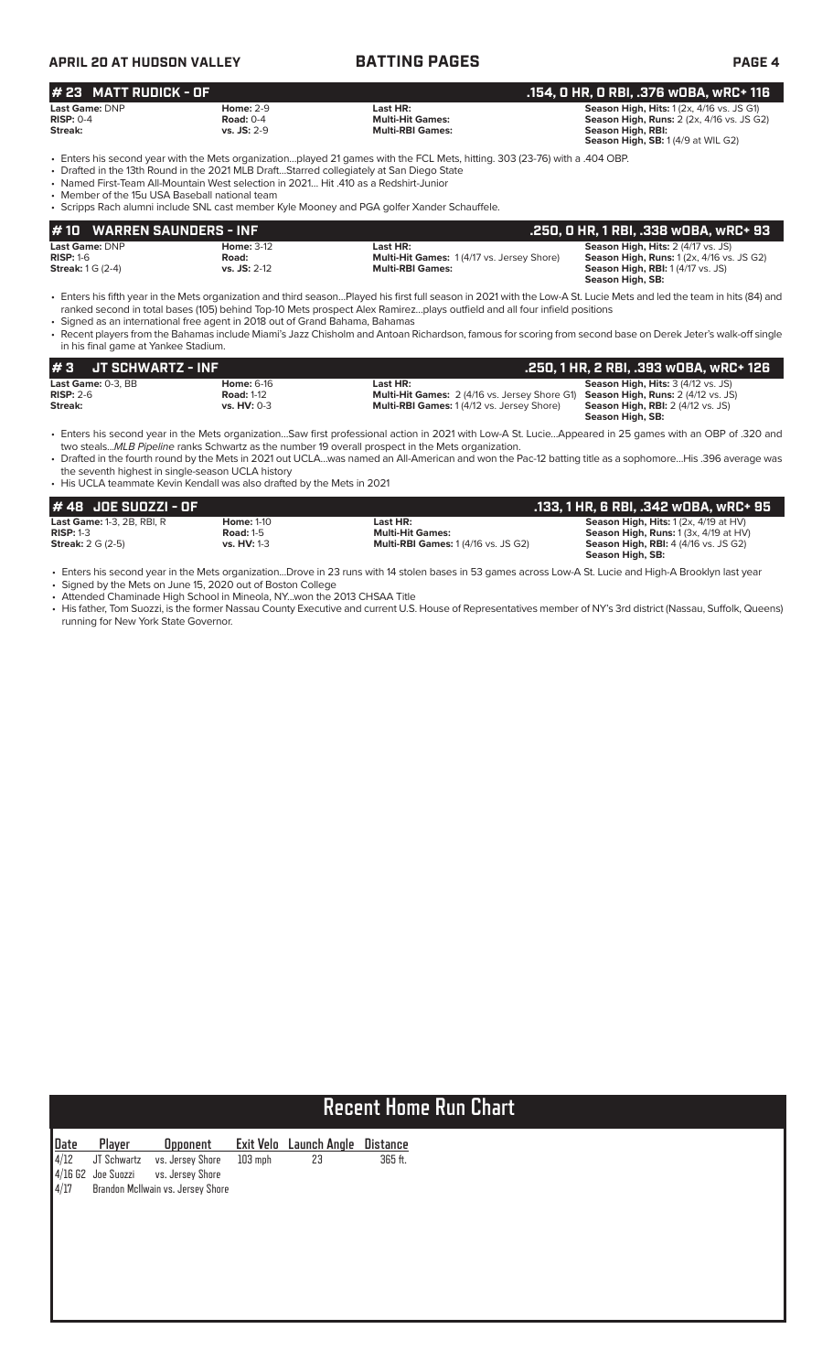## # 23 MATT RUDICK - OF

**.154, 0 HR, 0 RBI, .376 wOBA, wRC+ 116**

| | | | |
|---|---|---|---|
| **Last Game:** DNP | **Home:** 2-9 | **Last HR:** | **Season High, Hits:** 1 (2x, 4/16 vs. JS G1) |
| **RISP:** 0-4 | **Road:** 0-4 | **Multi-Hit Games:** | **Season High, Runs:** 2 (2x, 4/16 vs. JS G2) |
| **Streak:** | **vs. JS:** 2-9 | **Multi-RBI Games:** | **Season High, RBI:** |
| | | | **Season High, SB:** 1 (4/9 at WIL G2) |

- Enters his second year with the Mets organization...played 21 games with the FCL Mets, hitting. 303 (23-76) with a .404 OBP.
- Drafted in the 13th Round in the 2021 MLB Draft...Starred collegiately at San Diego State
- Named First-Team All-Mountain West selection in 2021... Hit .410 as a Redshirt-Junior
- Member of the 15u USA Baseball national team
- Scripps Rach alumni include SNL cast member Kyle Mooney and PGA golfer Xander Schauffele.

## # 10 WARREN SAUNDERS - INF

**.250, 0 HR, 1 RBI, .338 wOBA, wRC+ 93**

| | | | |
|---|---|---|---|
| **Last Game:** DNP | **Home:** 3-12 | **Last HR:** | **Season High, Hits:** 2 (4/17 vs. JS) |
| **RISP:** 1-6 | **Road:** | **Multi-Hit Games:** 1 (4/17 vs. Jersey Shore) | **Season High, Runs:** 1 (2x, 4/16 vs. JS G2) |
| **Streak:** 1 G (2-4) | **vs. JS:** 2-12 | **Multi-RBI Games:** | **Season High, RBI:** 1 (4/17 vs. JS) |
| | | | **Season High, SB:** |

- Enters his fifth year in the Mets organization and third season...Played his first full season in 2021 with the Low-A St. Lucie Mets and led the team in hits (84) and ranked second in total bases (105) behind Top-10 Mets prospect Alex Ramirez...plays outfield and all four infield positions
- Signed as an international free agent in 2018 out of Grand Bahama, Bahamas
- Recent players from the Bahamas include Miami's Jazz Chisholm and Antoan Richardson, famous for scoring from second base on Derek Jeter's walk-off single in his final game at Yankee Stadium.

## # 3 JT SCHWARTZ - INF

**.250, 1 HR, 2 RBI, .393 wOBA, wRC+ 126**

| | | | |
|---|---|---|---|
| **Last Game:** 0-3, BB | **Home:** 6-16 | **Last HR:** | **Season High, Hits:** 3 (4/12 vs. JS) |
| **RISP:** 2-6 | **Road:** 1-12 | **Multi-Hit Games:** 2 (4/16 vs. Jersey Shore G1) | **Season High, Runs:** 2 (4/12 vs. JS) |
| **Streak:** | **vs. HV:** 0-3 | **Multi-RBI Games:** 1 (4/12 vs. Jersey Shore) | **Season High, RBI:** 2 (4/12 vs. JS) |
| | | | **Season High, SB:** |

- Enters his second year in the Mets organization...Saw first professional action in 2021 with Low-A St. Lucie...Appeared in 25 games with an OBP of .320 and two steals...*MLB Pipeline* ranks Schwartz as the number 19 overall prospect in the Mets organization.
- Drafted in the fourth round by the Mets in 2021 out UCLA...was named an All-American and won the Pac-12 batting title as a sophomore...His .396 average was the seventh highest in single-season UCLA history
- His UCLA teammate Kevin Kendall was also drafted by the Mets in 2021

## # 48 JOE SUOZZI - OF

**.133, 1 HR, 6 RBI, .342 wOBA, wRC+ 95**

| | | | |
|---|---|---|---|
| **Last Game:** 1-3, 2B, RBI, R | **Home:** 1-10 | **Last HR:** | **Season High, Hits:** 1 (2x, 4/19 at HV) |
| **RISP:** 1-3 | **Road:** 1-5 | **Multi-Hit Games:** | **Season High, Runs:** 1 (3x, 4/19 at HV) |
| **Streak:** 2 G (2-5) | **vs. HV:** 1-3 | **Multi-RBI Games:** 1 (4/16 vs. JS G2) | **Season High, RBI:** 4 (4/16 vs. JS G2) |
| | | | **Season High, SB:** |

- Enters his second year in the Mets organization...Drove in 23 runs with 14 stolen bases in 53 games across Low-A St. Lucie and High-A Brooklyn last year
- Signed by the Mets on June 15, 2020 out of Boston College
- Attended Chaminade High School in Mineola, NY...won the 2013 CHSAA Title
- His father, Tom Suozzi, is the former Nassau County Executive and current U.S. House of Representatives member of NY's 3rd district (Nassau, Suffolk, Queens) running for New York State Governor.

## Recent Home Run Chart

| Date | Player | Opponent | Exit Velo | Launch Angle | Distance |
|---|---|---|---|---|---|
| 4/12 | JT Schwartz | vs. Jersey Shore | 103 mph | 23 | 365 ft. |
| 4/16 G2 | Joe Suozzi | vs. Jersey Shore | | | |
| 4/17 | Brandon McIlwain | vs. Jersey Shore | | | |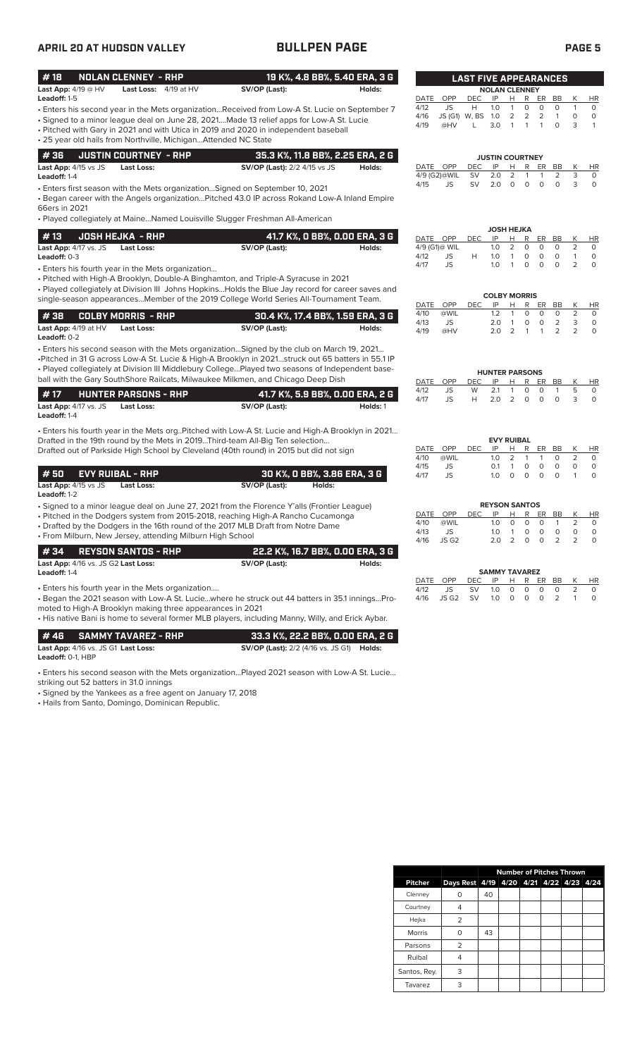## BULLPEN PAGE

### #18 NOLAN CLENNEY - RHP — 19 K%, 4.8 BB%, 5.40 ERA, 3 G

**Last App:** 4/19 @ HV **Last Loss:** 4/12 at HV **SV/OP (Last):** **Holds:**
**Leadoff:** 1-5

- Enters his second year in the Mets organization...Received from Low-A St. Lucie on September 7
- Signed to a minor league deal on June 28, 2021....Made 13 relief apps for Low-A St. Lucie
- Pitched with Gary in 2021 and with Utica in 2019 and 2020 in independent baseball
- 25 year old hails from Northville, Michigan...Attended NC State

### #36 JUSTIN COURTNEY - RHP — 35.3 K%, 11.8 BB%, 2.25 ERA, 2 G

**Last App:** 4/15 vs JS **Last Loss:** **SV/OP (Last):** 2/2 4/15 vs JS **Holds:**
**Leadoff:** 1-4

- Enters first season with the Mets organization...Signed on September 10, 2021
- Began career with the Angels organization...Pitched 43.0 IP across Rokand Low-A Inland Empire 66ers in 2021
- Played collegiately at Maine...Named Louisville Slugger Freshman All-American

### #13 JOSH HEJKA - RHP — 41.7 K%, 0 BB%, 0.00 ERA, 3 G

**Last App:** 4/17 vs. JS **Last Loss:** **SV/OP (Last):** **Holds:**
**Leadoff:** 0-3

- Enters his fourth year in the Mets organization...
- Pitched with High-A Brooklyn, Double-A Binghamton, and Triple-A Syracuse in 2021
- Played collegiately at Division III Johns Hopkins...Holds the Blue Jay record for career saves and single-season appearances...Member of the 2019 College World Series All-Tournament Team.

### #38 COLBY MORRIS - RHP — 30.4 K%, 17.4 BB%, 1.59 ERA, 3 G

**Last App:** 4/19 at HV **Last Loss:** **SV/OP (Last):** **Holds:**
**Leadoff:** 0-2

- Enters his second season with the Mets organization...Signed by the club on March 19, 2021...
- Pitched in 31 G across Low-A St. Lucie & High-A Brooklyn in 2021...struck out 65 batters in 55.1 IP
- Played collegiately at Division III Middlebury College...Played two seasons of Independent baseball with the Gary SouthShore Railcats, Milwaukee Milkmen, and Chicago Deep Dish

### #17 HUNTER PARSONS - RHP — 41.7 K%, 5.9 BB%, 0.00 ERA, 2 G

**Last App:** 4/17 vs. JS **Last Loss:** **SV/OP (Last):** **Holds:** 1
**Leadoff:** 1-4

- Enters his fourth year in the Mets org..Pitched with Low-A St. Lucie and High-A Brooklyn in 2021...Drafted in the 19th round by the Mets in 2019...Third-team All-Big Ten selection...Drafted out of Parkside High School by Cleveland (40th round) in 2015 but did not sign

### #50 EVY RUIBAL - RHP — 30 K%, 0 BB%, 3.86 ERA, 3 G

**Last App:** 4/15 vs JS **Last Loss:** **SV/OP (Last):** **Holds:**
**Leadoff:** 1-2

- Signed to a minor league deal on June 27, 2021 from the Florence Y'alls (Frontier League)
- Pitched in the Dodgers system from 2015-2018, reaching High-A Rancho Cucamonga
- Drafted by the Dodgers in the 16th round of the 2017 MLB Draft from Notre Dame
- From Milburn, New Jersey, attending Milburn High School

### #34 REYSON SANTOS - RHP — 22.2 K%, 16.7 BB%, 0.00 ERA, 3 G

**Last App:** 4/16 vs. JS G2 **Last Loss:** **SV/OP (Last):** **Holds:**
**Leadoff:** 1-4

- Enters his fourth year in the Mets organization....
- Began the 2021 season with Low-A St. Lucie...where he struck out 44 batters in 35.1 innings...Promoted to High-A Brooklyn making three appearances in 2021
- His native Bani is home to several former MLB players, including Manny, Willy, and Erick Aybar.

### #46 SAMMY TAVAREZ - RHP — 33.3 K%, 22.2 BB%, 0.00 ERA, 2 G

**Last App:** 4/16 vs. JS G1 **Last Loss:** **SV/OP (Last):** 2/2 (4/16 vs. JS G1) **Holds:**
**Leadoff:** 0-1, HBP

- Enters his second season with the Mets organization...Played 2021 season with Low-A St. Lucie...striking out 52 batters in 31.0 innings
- Signed by the Yankees as a free agent on January 17, 2018
- Hails from Santo, Domingo, Dominican Republic.

## LAST FIVE APPEARANCES

**NOLAN CLENNEY**

| DATE | OPP | DEC | IP | H | R | ER | BB | K | HR |
|---|---|---|---|---|---|---|---|---|---|
| 4/12 | JS | H | 1.0 | 1 | 0 | 0 | 0 | 1 | 0 |
| 4/16 | JS (G1) | W, BS | 1.0 | 2 | 2 | 2 | 1 | 0 | 0 |
| 4/19 | @HV | L | 3.0 | 1 | 1 | 1 | 0 | 3 | 1 |

**JUSTIN COURTNEY**

| DATE | OPP | DEC | IP | H | R | ER | BB | K | HR |
|---|---|---|---|---|---|---|---|---|---|
| 4/9 (G2) | @WIL | SV | 2.0 | 2 | 1 | 1 | 2 | 3 | 0 |
| 4/15 | JS | SV | 2.0 | 0 | 0 | 0 | 0 | 3 | 0 |

**JOSH HEJKA**

| DATE | OPP | DEC | IP | H | R | ER | BB | K | HR |
|---|---|---|---|---|---|---|---|---|---|
| 4/9 (G1) | @ WIL | | 1.0 | 2 | 0 | 0 | 0 | 2 | 0 |
| 4/12 | JS | H | 1.0 | 1 | 0 | 0 | 0 | 1 | 0 |
| 4/17 | JS | | 1.0 | 1 | 0 | 0 | 0 | 2 | 0 |

**COLBY MORRIS**

| DATE | OPP | DEC | IP | H | R | ER | BB | K | HR |
|---|---|---|---|---|---|---|---|---|---|
| 4/10 | @WIL | | 1.2 | 1 | 0 | 0 | 0 | 2 | 0 |
| 4/13 | JS | | 2.0 | 1 | 0 | 0 | 2 | 3 | 0 |
| 4/19 | @HV | | 2.0 | 2 | 1 | 1 | 2 | 2 | 0 |

**HUNTER PARSONS**

| DATE | OPP | DEC | IP | H | R | ER | BB | K | HR |
|---|---|---|---|---|---|---|---|---|---|
| 4/12 | JS | W | 2.1 | 1 | 0 | 0 | 1 | 5 | 0 |
| 4/17 | JS | H | 2.0 | 2 | 0 | 0 | 0 | 3 | 0 |

**EVY RUIBAL**

| DATE | OPP | DEC | IP | H | R | ER | BB | K | HR |
|---|---|---|---|---|---|---|---|---|---|
| 4/10 | @WIL | | 1.0 | 2 | 1 | 1 | 0 | 2 | 0 |
| 4/15 | JS | | 0.1 | 1 | 0 | 0 | 0 | 0 | 0 |
| 4/17 | JS | | 1.0 | 0 | 0 | 0 | 0 | 1 | 0 |

**REYSON SANTOS**

| DATE | OPP | DEC | IP | H | R | ER | BB | K | HR |
|---|---|---|---|---|---|---|---|---|---|
| 4/10 | @WIL | | 1.0 | 0 | 0 | 0 | 1 | 2 | 0 |
| 4/13 | JS | | 1.0 | 1 | 0 | 0 | 0 | 0 | 0 |
| 4/16 | JS G2 | | 2.0 | 2 | 0 | 0 | 2 | 2 | 0 |

**SAMMY TAVAREZ**

| DATE | OPP | DEC | IP | H | R | ER | BB | K | HR |
|---|---|---|---|---|---|---|---|---|---|
| 4/12 | JS | SV | 1.0 | 0 | 0 | 0 | 0 | 2 | 0 |
| 4/16 | JS G2 | SV | 1.0 | 0 | 0 | 0 | 2 | 1 | 0 |

## Number of Pitches Thrown

| Pitcher | Days Rest | 4/19 | 4/20 | 4/21 | 4/22 | 4/23 | 4/24 |
|---|---|---|---|---|---|---|---|
| Clenney | 0 | 40 | | | | | |
| Courtney | 4 | | | | | | |
| Hejka | 2 | | | | | | |
| Morris | 0 | 43 | | | | | |
| Parsons | 2 | | | | | | |
| Ruibal | 4 | | | | | | |
| Santos, Rey. | 3 | | | | | | |
| Tavarez | 3 | | | | | | |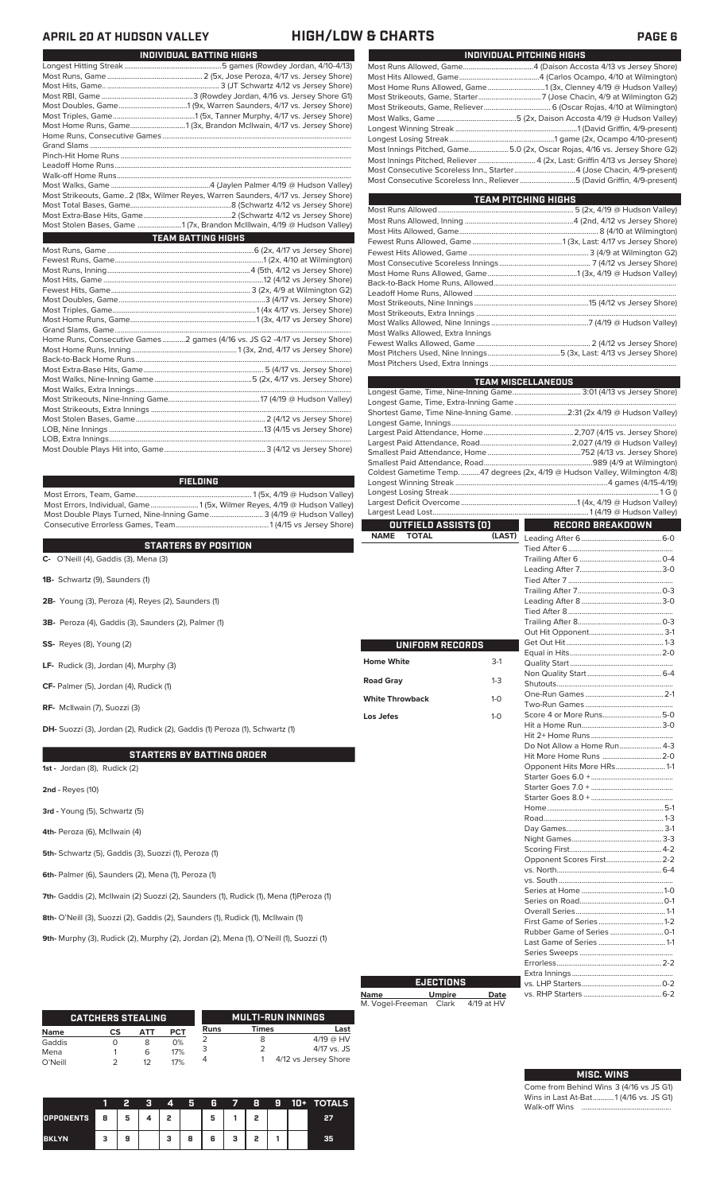# APRIL 20 AT HUDSON VALLEY — HIGH/LOW & CHARTS

## INDIVIDUAL BATTING HIGHS

| | |
|---|---|
| Longest Hitting Streak | 5 games (Rowdey Jordan, 4/10-4/13) |
| Most Runs, Game | 2 (5x, Jose Peroza, 4/17 vs. Jersey Shore) |
| Most Hits, Game | 3 (JT Schwartz 4/12 vs Jersey Shore) |
| Most RBI, Game | 3 (Rowdey Jordan, 4/16 vs. Jersey Shore G1) |
| Most Doubles, Game | 1 (9x, Warren Saunders, 4/17 vs. Jersey Shore) |
| Most Triples, Game | 1 (5x, Tanner Murphy, 4/17 vs. Jersey Shore) |
| Most Home Runs, Game | 1 (3x, Brandon McIlwain, 4/17 vs. Jersey Shore) |
| Home Runs, Consecutive Games | |
| Grand Slams | |
| Pinch-Hit Home Runs | |
| Leadoff Home Runs | |
| Walk-off Home Runs | |
| Most Walks, Game | 4 (Jaylen Palmer 4/19 @ Hudson Valley) |
| Most Strikeouts, Game | 2 (18x, Wilmer Reyes, Warren Saunders, 4/17 vs. Jersey Shore) |
| Most Total Bases, Game | 8 (Schwartz 4/12 vs Jersey Shore) |
| Most Extra-Base Hits, Game | 2 (Schwartz 4/12 vs Jersey Shore) |
| Most Stolen Bases, Game | 1 (7x, Brandon McIllwain, 4/19 @ Hudson Valley) |

## TEAM BATTING HIGHS

| | |
|---|---|
| Most Runs, Game | 6 (2x, 4/17 vs Jersey Shore) |
| Fewest Runs, Game | 1 (2x, 4/10 at Wilmington) |
| Most Runs, Inning | 4 (5th, 4/12 vs Jersey Shore) |
| Most Hits, Game | 12 (4/12 vs Jersey Shore) |
| Fewest Hits, Game | 3 (2x, 4/9 at Wilmington G2) |
| Most Doubles, Game | 3 (4/17 vs. Jersey Shore) |
| Most Triples, Game | 1 (4x 4/17 vs. Jersey Shore) |
| Most Home Runs, Game | 1 (3x, 4/17 vs. Jersey Shore) |
| Grand Slams, Game | |
| Home Runs, Consecutive Games | 2 games (4/16 vs. JS G2 -4/17 vs Jersey Shore) |
| Most Home Runs, Inning | 1 (3x, 2nd, 4/17 vs. Jersey Shore) |
| Back-to-Back Home Runs | |
| Most Extra-Base Hits, Game | 5 (4/17 vs. Jersey Shore) |
| Most Walks, Nine-Inning Game | 5 (2x, 4/17 vs. Jersey Shore) |
| Most Walks, Extra Innings | |
| Most Strikeouts, Nine-Inning Game | 17 (4/19 @ Hudson Valley) |
| Most Strikeouts, Extra Innings | |
| Most Stolen Bases, Game | 2 (4/12 vs Jersey Shore) |
| LOB, Nine Innings | 13 (4/15 vs Jersey Shore) |
| LOB, Extra Innings | |
| Most Double Plays Hit into, Game | 3 (4/12 vs Jersey Shore) |

## FIELDING

| | |
|---|---|
| Most Errors, Team, Game | 1 (5x, 4/19 @ Hudson Valley) |
| Most Errors, Individual, Game | 1 (5x, Wilmer Reyes, 4/19 @ Hudson Valley) |
| Most Double Plays Turned, Nine-Inning Game | 3 (4/19 @ Hudson Valley) |
| Consecutive Errorless Games, Team | 1 (4/15 vs Jersey Shore) |

## STARTERS BY POSITION

**C-** O'Neill (4), Gaddis (3), Mena (3)

**1B-** Schwartz (9), Saunders (1)

**2B-** Young (3), Peroza (4), Reyes (2), Saunders (1)

**3B-** Peroza (4), Gaddis (3), Saunders (2), Palmer (1)

**SS-** Reyes (8), Young (2)

**LF-** Rudick (3), Jordan (4), Murphy (3)

**CF-** Palmer (5), Jordan (4), Rudick (1)

**RF-** McIlwain (7), Suozzi (3)

**DH-** Suozzi (3), Jordan (2), Rudick (2), Gaddis (1) Peroza (1), Schwartz (1)

## STARTERS BY BATTING ORDER

**1st -** Jordan (8), Rudick (2)

**2nd -** Reyes (10)

**3rd -** Young (5), Schwartz (5)

**4th-** Peroza (6), McIlwain (4)

**5th-** Schwartz (5), Gaddis (3), Suozzi (1), Peroza (1)

**6th-** Palmer (6), Saunders (2), Mena (1), Peroza (1)

**7th-** Gaddis (2), McIlwain (2) Suozzi (2), Saunders (1), Rudick (1), Mena (1)Peroza (1)

**8th-** O'Neill (3), Suozzi (2), Gaddis (2), Saunders (1), Rudick (1), McIlwain (1)

**9th-** Murphy (3), Rudick (2), Murphy (2), Jordan (2), Mena (1), O'Neill (1), Suozzi (1)

## CATCHERS STEALING

| Name | CS | ATT | PCT |
|---|---|---|---|
| Gaddis | 0 | 8 | 0% |
| Mena | 1 | 6 | 17% |
| O'Neill | 2 | 12 | 17% |

## MULTI-RUN INNINGS

| Runs | Times | Last |
|---|---|---|
| 2 | 8 | 4/19 @ HV |
| 3 | 2 | 4/17 vs. JS |
| 4 | 1 | 4/12 vs Jersey Shore |

## LINESCORE

| | 1 | 2 | 3 | 4 | 5 | 6 | 7 | 8 | 9 | 10+ | TOTALS |
|---|---|---|---|---|---|---|---|---|---|---|---|
| OPPONENTS | 8 | 5 | 4 | 2 | | 5 | 1 | 2 | | | 27 |
| BKLYN | 3 | 9 | | 3 | 8 | 6 | 3 | 2 | 1 | | 35 |

## INDIVIDUAL PITCHING HIGHS

| | |
|---|---|
| Most Runs Allowed, Game | 4 (Daison Accosta 4/13 vs Jersey Shore) |
| Most Hits Allowed, Game | 4 (Carlos Ocampo, 4/10 at Wilmington) |
| Most Home Runs Allowed, Game | 1 (3x, Clenney 4/19 @ Hudson Valley) |
| Most Strikeouts, Game, Starter | 7 (Jose Chacin, 4/9 at Wilmington G2) |
| Most Strikeouts, Game, Reliever | 6 (Oscar Rojas, 4/10 at Wilmington) |
| Most Walks, Game | 5 (2x, Daison Accosta 4/19 @ Hudson Valley) |
| Longest Winning Streak | 1 (David Griffin, 4/9-present) |
| Longest Losing Streak | 1 game (2x, Ocampo 4/10-present) |
| Most Innings Pitched, Game | 5.0 (2x, Oscar Rojas, 4/16 vs. Jersey Shore G2) |
| Most Innings Pitched, Reliever | 4 (2x, Last: Griffin 4/13 vs Jersey Shore) |
| Most Consecutive Scoreless Inn., Starter | 4 (Jose Chacin, 4/9-present) |
| Most Consecutive Scoreless Inn., Reliever | 5 (David Griffin, 4/9-present) |

## TEAM PITCHING HIGHS

| | |
|---|---|
| Most Runs Allowed | 5 (2x, 4/19 @ Hudson Valley) |
| Most Runs Allowed, Inning | 4 (2nd, 4/12 vs Jersey Shore) |
| Most Hits Allowed, Game | 8 (4/10 at Wilmington) |
| Fewest Runs Allowed, Game | 1 (3x, Last: 4/17 vs Jersey Shore) |
| Fewest Hits Allowed, Game | 3 (4/9 at Wilmington G2) |
| Most Consecutive Scoreless Innings | 7 (4/12 vs Jersey Shore) |
| Most Home Runs Allowed, Game | 1 (3x, 4/19 @ Hudson Valley) |
| Back-to-Back Home Runs, Allowed | |
| Leadoff Home Runs, Allowed | |
| Most Strikeouts, Nine Innings | 15 (4/12 vs Jersey Shore) |
| Most Strikeouts, Extra Innings | |
| Most Walks Allowed, Nine Innings | 7 (4/19 @ Hudson Valley) |
| Most Walks Allowed, Extra Innings | |
| Fewest Walks Allowed, Game | 2 (4/12 vs Jersey Shore) |
| Most Pitchers Used, Nine Innings | 5 (3x, Last: 4/13 vs Jersey Shore) |
| Most Pitchers Used, Extra Innings | |

## TEAM MISCELLANEOUS

| | |
|---|---|
| Longest Game, Time, Nine-Inning Game | 3:01 (4/13 vs Jersey Shore) |
| Longest Game, Time, Extra-Inning Game | |
| Shortest Game, Time Nine-Inning Game | 2:31 (2x 4/19 @ Hudson Valley) |
| Longest Game, Innings | |
| Largest Paid Attendance, Home | 2,707 (4/15 vs. Jersey Shore) |
| Largest Paid Attendance, Road | 2,027 (4/19 @ Hudson Valley) |
| Smallest Paid Attendance, Home | 752 (4/13 vs. Jersey Shore) |
| Smallest Paid Attendance, Road | 989 (4/9 at Wilmington) |
| Coldest Gametime Temp. | 47 degrees (2x, 4/19 @ Hudson Valley, Wilmington 4/8) |
| Longest Winning Streak | 4 games (4/15-4/19) |
| Longest Losing Streak | 1 G () |
| Largest Deficit Overcome | 1 (4x, 4/19 @ Hudson Valley) |
| Largest Lead Lost | 1 (4/19 @ Hudson Valley) |

## OUTFIELD ASSISTS (0)

| NAME | TOTAL | (LAST) |
|---|---|---|

## UNIFORM RECORDS

| | |
|---|---|
| Home White | 3-1 |
| Road Gray | 1-3 |
| White Throwback | 1-0 |
| Los Jefes | 1-0 |

## EJECTIONS

| Name | Umpire | Date |
|---|---|---|
| M. Vogel-Freeman | Clark | 4/19 at HV |

## RECORD BREAKDOWN

| | |
|---|---|
| Leading After 6 | 6-0 |
| Tied After 6 | |
| Trailing After 6 | 0-4 |
| Leading After 7 | 3-0 |
| Tied After 7 | |
| Trailing After 7 | 0-3 |
| Leading After 8 | 3-0 |
| Tied After 8 | |
| Trailing After 8 | 0-3 |
| Out Hit Opponent | 3-1 |
| Get Out Hit | 1-3 |
| Equal in Hits | 2-0 |
| Quality Start | |
| Non Quality Start | 6-4 |
| Shutouts | |
| One-Run Games | 2-1 |
| Two-Run Games | |
| Score 4 or More Runs | 5-0 |
| Hit a Home Run | 3-0 |
| Hit 2+ Home Runs | |
| Do Not Allow a Home Run | 4-3 |
| Hit More Home Runs | 2-0 |
| Opponent Hits More HRs | 1-1 |
| Starter Goes 6.0 + | |
| Starter Goes 7.0 + | |
| Starter Goes 8.0 + | |
| Home | 5-1 |
| Road | 1-3 |
| Day Games | 3-1 |
| Night Games | 3-3 |
| Scoring First | 4-2 |
| Opponent Scores First | 2-2 |
| vs. North | 6-4 |
| vs. South | |
| Series at Home | 1-0 |
| Series on Road | 0-1 |
| Overall Series | 1-1 |
| First Game of Series | 1-2 |
| Rubber Game of Series | 0-1 |
| Last Game of Series | 1-1 |
| Series Sweeps | |
| Errorless | 2-2 |
| Extra Innings | |
| vs. LHP Starters | 0-2 |
| vs. RHP Starters | 6-2 |

## MISC. WINS

Come from Behind Wins 3 (4/16 vs JS G1)
Wins in Last At-Bat 1 (4/16 vs. JS G1)
Walk-off Wins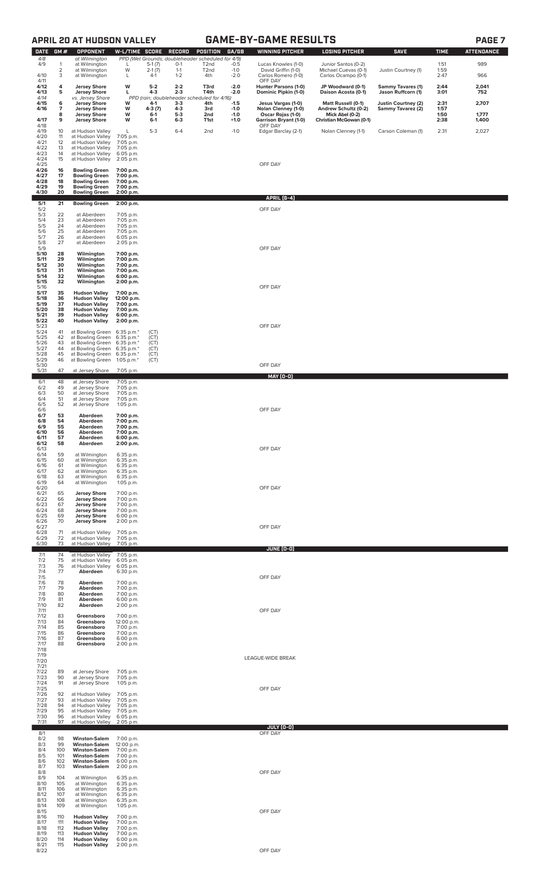## APRIL 20 AT HUDSON VALLEY — GAME-BY-GAME RESULTS

| DATE | GM # | OPPONENT | W-L/TIME | SCORE | RECORD | POSITION | GA/GB | WINNING PITCHER | LOSING PITCHER | SAVE | TIME | ATTENDANCE |
|---|---|---|---|---|---|---|---|---|---|---|---|---|
| 4/8 | | at Wilmington | PPD (Wet Grounds; doubleheader scheduled for 4/9) | | | | | | | | | |
| 4/9 | 1 | at Wilmington | L | 5-1 (7) | 0-1 | T2nd | -0.5 | Lucas Knowles (1-0) | Junior Santos (0-2) | | 1:51 | 989 |
| | 2 | at Wilmington | W | 2-1 (7) | 1-1 | T2nd | -1.0 | David Griffin (1-0) | Michael Cuevas (0-1) | Justin Courtney (1) | 1:59 | |
| 4/10 | 3 | at Wilmington | L | 4-1 | 1-2 | 4th | -2.0 | Carlos Romero (1-0) | Carlos Ocampo (0-1) | | 2:47 | 966 |
| 4/11 | | | | | | | | OFF DAY | | | | |
| **4/12** | **4** | **Jersey Shore** | **W** | **5-2** | **2-2** | **T3rd** | **-2.0** | **Hunter Parsons (1-0)** | **JP Woodward (0-1)** | **Sammy Tavares (1)** | **2:44** | **2,041** |
| **4/13** | **5** | **Jersey Shore** | **L** | **4-3** | **2-3** | **T4th** | **-2.0** | **Dominic Pipkin (1-0)** | **Daison Acosta (0-1)** | **Jason Ruffcorn (1)** | **3:01** | **752** |
| 4/14 | | vs. Jersey Shore | PPD (rain; doubleheader scheduled for 4/16) | | | | | | | | | |
| **4/15** | **6** | **Jersey Shore** | **W** | **4-1** | **3-3** | **4th** | **-1.5** | **Jesus Vargas (1-0)** | **Matt Russell (0-1)** | **Justin Courtney (2)** | **2:31** | **2,707** |
| **4/16** | **7** | **Jersey Shore** | **W** | **4-3 (7)** | **4-3** | **3rd** | **-1.0** | **Nolan Clenney (1-0)** | **Andrew Schultz (0-2)** | **Sammy Tavarez (2)** | **1:57** | |
| | **8** | **Jersey Shore** | **W** | **6-1** | **5-3** | **2nd** | **-1.0** | **Oscar Rojas (1-0)** | **Mick Abel (0-2)** | | **1:50** | **1,777** |
| **4/17** | **9** | **Jersey Shore** | **W** | **6-1** | **6-3** | **T1st** | **+1.0** | **Garrison Bryant (1-0)** | **Christian McGowan (0-1)** | | **2:38** | **1,400** |
| 4/18 | | | | | | | | OFF DAY | | | | |
| 4/19 | 10 | at Hudson Valley | L | | 5-3 | 6-4 | 2nd | -1.0 | Edgar Barclay (2-1) | Nolan Clenney (1-1) | Carson Coleman (1) | 2:31 |
| 4/20 | 11 | at Hudson Valley | 7:05 p.m. | | | | | | | | | |
| 4/21 | 12 | at Hudson Valley | 7:05 p.m. | | | | | | | | | |
| 4/22 | 13 | at Hudson Valley | 7:05 p.m. | | | | | | | | | |
| 4/23 | 14 | at Hudson Valley | 6:05 p.m. | | | | | | | | | |
| 4/24 | 15 | at Hudson Valley | 2:05 p.m. | | | | | | | | | |
| 4/25 | | | | | | | | OFF DAY | | | | |
| **4/26** | **16** | **Bowling Green** | **7:00 p.m.** | | | | | | | | | |
| **4/27** | **17** | **Bowling Green** | **7:00 p.m.** | | | | | | | | | |
| **4/28** | **18** | **Bowling Green** | **7:00 p.m.** | | | | | | | | | |
| **4/29** | **19** | **Bowling Green** | **7:00 p.m.** | | | | | | | | | |
| **4/30** | **20** | **Bowling Green** | **2:00 p.m.** | | | | | | | | | |
| | | | | | | | | **APRIL (6-4)** | | | | |
| **5/1** | **21** | **Bowling Green** | **2:00 p.m.** | | | | | | | | | |
| 5/2 | | | | | | | | OFF DAY | | | | |
| 5/3 | 22 | at Aberdeen | 7:05 p.m. | | | | | | | | | |
| 5/4 | 23 | at Aberdeen | 7:05 p.m. | | | | | | | | | |
| 5/5 | 24 | at Aberdeen | 7:05 p.m. | | | | | | | | | |
| 5/6 | 25 | at Aberdeen | 7:05 p.m. | | | | | | | | | |
| 5/7 | 26 | at Aberdeen | 6:05 p.m. | | | | | | | | | |
| 5/8 | 27 | at Aberdeen | 2:05 p.m. | | | | | | | | | |
| 5/9 | | | | | | | | OFF DAY | | | | |
| **5/10** | **28** | **Wilmington** | **7:00 p.m.** | | | | | | | | | |
| **5/11** | **29** | **Wilmington** | **7:00 p.m.** | | | | | | | | | |
| **5/12** | **30** | **Wilmington** | **7:00 p.m.** | | | | | | | | | |
| **5/13** | **31** | **Wilmington** | **7:00 p.m.** | | | | | | | | | |
| **5/14** | **32** | **Wilmington** | **6:00 p.m.** | | | | | | | | | |
| **5/15** | **32** | **Wilmington** | **2:00 p.m.** | | | | | | | | | |
| 5/16 | | | | | | | | OFF DAY | | | | |
| **5/17** | **35** | **Hudson Valley** | **7:00 p.m.** | | | | | | | | | |
| **5/18** | **36** | **Hudson Valley** | **12:00 p.m.** | | | | | | | | | |
| **5/19** | **37** | **Hudson Valley** | **7:00 p.m.** | | | | | | | | | |
| **5/20** | **38** | **Hudson Valley** | **7:00 p.m.** | | | | | | | | | |
| **5/21** | **39** | **Hudson Valley** | **6:00 p.m.** | | | | | | | | | |
| **5/22** | **40** | **Hudson Valley** | **2:00 p.m.** | | | | | | | | | |
| 5/23 | | | | | | | | OFF DAY | | | | |
| 5/24 | 41 | at Bowling Green | 6:35 p.m.* | (CT) | | | | | | | | |
| 5/25 | 42 | at Bowling Green | 6:35 p.m.* | (CT) | | | | | | | | |
| 5/26 | 43 | at Bowling Green | 6:35 p.m.* | (CT) | | | | | | | | |
| 5/27 | 44 | at Bowling Green | 6:35 p.m.* | (CT) | | | | | | | | |
| 5/28 | 45 | at Bowling Green | 6:35 p.m.* | (CT) | | | | | | | | |
| 5/29 | 46 | at Bowling Green | 1:05 p.m.* | (CT) | | | | | | | | |
| 5/30 | | | | | | | | OFF DAY | | | | |
| 5/31 | 47 | at Jersey Shore | 7:05 p.m. | | | | | | | | | |
| | | | | | | | | **MAY (0-0)** | | | | |
| 6/1 | 48 | at Jersey Shore | 7:05 p.m. | | | | | | | | | |
| 6/2 | 49 | at Jersey Shore | 7:05 p.m. | | | | | | | | | |
| 6/3 | 50 | at Jersey Shore | 7:05 p.m. | | | | | | | | | |
| 6/4 | 51 | at Jersey Shore | 7:05 p.m. | | | | | | | | | |
| 6/5 | 52 | at Jersey Shore | 1:05 p.m. | | | | | | | | | |
| 6/6 | | | | | | | | OFF DAY | | | | |
| **6/7** | **53** | **Aberdeen** | **7:00 p.m.** | | | | | | | | | |
| **6/8** | **54** | **Aberdeen** | **7:00 p.m.** | | | | | | | | | |
| **6/9** | **55** | **Aberdeen** | **7:00 p.m.** | | | | | | | | | |
| **6/10** | **56** | **Aberdeen** | **7:00 p.m.** | | | | | | | | | |
| **6/11** | **57** | **Aberdeen** | **6:00 p.m.** | | | | | | | | | |
| **6/12** | **58** | **Aberdeen** | **2:00 p.m.** | | | | | | | | | |
| 6/13 | | | | | | | | OFF DAY | | | | |
| 6/14 | 59 | at Wilmington | 6:35 p.m. | | | | | | | | | |
| 6/15 | 60 | at Wilmington | 6:35 p.m. | | | | | | | | | |
| 6/16 | 61 | at Wilmington | 6:35 p.m. | | | | | | | | | |
| 6/17 | 62 | at Wilmington | 6:35 p.m. | | | | | | | | | |
| 6/18 | 63 | at Wilmington | 6:35 p.m. | | | | | | | | | |
| 6/19 | 64 | at Wilmington | 1:05 p.m. | | | | | | | | | |
| 6/20 | | | | | | | | OFF DAY | | | | |
| 6/21 | 65 | **Jersey Shore** | 7:00 p.m. | | | | | | | | | |
| 6/22 | 66 | **Jersey Shore** | 7:00 p.m. | | | | | | | | | |
| 6/23 | 67 | **Jersey Shore** | 7:00 p.m. | | | | | | | | | |
| 6/24 | 68 | **Jersey Shore** | 7:00 p.m. | | | | | | | | | |
| 6/25 | 69 | **Jersey Shore** | 6:00 p.m. | | | | | | | | | |
| 6/26 | 70 | **Jersey Shore** | 2:00 p.m. | | | | | | | | | |
| 6/27 | | | | | | | | OFF DAY | | | | |
| 6/28 | 71 | at Hudson Valley | 7:05 p.m. | | | | | | | | | |
| 6/29 | 72 | at Hudson Valley | 7:05 p.m. | | | | | | | | | |
| 6/30 | 73 | at Hudson Valley | 7:05 p.m. | | | | | | | | | |
| | | | | | | | | **JUNE (0-0)** | | | | |
| 7/1 | 74 | at Hudson Valley | 7:05 p.m. | | | | | | | | | |
| 7/2 | 75 | at Hudson Valley | 6:05 p.m. | | | | | | | | | |
| 7/3 | 76 | at Hudson Valley | 6:05 p.m. | | | | | | | | | |
| 7/4 | 77 | **Aberdeen** | 6:30 p.m. | | | | | | | | | |
| 7/5 | | | | | | | | OFF DAY | | | | |
| 7/6 | 78 | **Aberdeen** | 7:00 p.m. | | | | | | | | | |
| 7/7 | 79 | **Aberdeen** | 7:00 p.m. | | | | | | | | | |
| 7/8 | 80 | **Aberdeen** | 7:00 p.m. | | | | | | | | | |
| 7/9 | 81 | **Aberdeen** | 6:00 p.m. | | | | | | | | | |
| 7/10 | 82 | **Aberdeen** | 2:00 p.m. | | | | | | | | | |
| 7/11 | | | | | | | | OFF DAY | | | | |
| 7/12 | 83 | **Greensboro** | 7:00 p.m. | | | | | | | | | |
| 7/13 | 84 | **Greensboro** | 12:00 p.m. | | | | | | | | | |
| 7/14 | 85 | **Greensboro** | 7:00 p.m. | | | | | | | | | |
| 7/15 | 86 | **Greensboro** | 7:00 p.m. | | | | | | | | | |
| 7/16 | 87 | **Greensboro** | 6:00 p.m. | | | | | | | | | |
| 7/17 | 88 | **Greensboro** | 2:00 p.m. | | | | | | | | | |
| 7/18-7/21 | | | | | | | | LEAGUE-WIDE BREAK | | | | |
| 7/22 | 89 | at Jersey Shore | 7:05 p.m. | | | | | | | | | |
| 7/23 | 90 | at Jersey Shore | 7:05 p.m. | | | | | | | | | |
| 7/24 | 91 | at Jersey Shore | 1:05 p.m. | | | | | | | | | |
| 7/25 | | | | | | | | OFF DAY | | | | |
| 7/26 | 92 | at Hudson Valley | 7:05 p.m. | | | | | | | | | |
| 7/27 | 93 | at Hudson Valley | 7:05 p.m. | | | | | | | | | |
| 7/28 | 94 | at Hudson Valley | 7:05 p.m. | | | | | | | | | |
| 7/29 | 95 | at Hudson Valley | 7:05 p.m. | | | | | | | | | |
| 7/30 | 96 | at Hudson Valley | 6:05 p.m. | | | | | | | | | |
| 7/31 | 97 | at Hudson Valley | 2:05 p.m. | | | | | | | | | |
| | | | | | | | | **JULY (0-0)** | | | | |
| 8/1 | | | | | | | | OFF DAY | | | | |
| 8/2 | 98 | **Winston-Salem** | 7:00 p.m. | | | | | | | | | |
| 8/3 | 99 | **Winston-Salem** | 12:00 p.m. | | | | | | | | | |
| 8/4 | 100 | **Winston-Salem** | 7:00 p.m. | | | | | | | | | |
| 8/5 | 101 | **Winston-Salem** | 7:00 p.m. | | | | | | | | | |
| 8/6 | 102 | **Winston-Salem** | 6:00 p.m. | | | | | | | | | |
| 8/7 | 103 | **Winston-Salem** | 2:00 p.m. | | | | | | | | | |
| 8/8 | | | | | | | | OFF DAY | | | | |
| 8/9 | 104 | at Wilmington | 6:35 p.m. | | | | | | | | | |
| 8/10 | 105 | at Wilmington | 6:35 p.m. | | | | | | | | | |
| 8/11 | 106 | at Wilmington | 6:35 p.m. | | | | | | | | | |
| 8/12 | 107 | at Wilmington | 6:35 p.m. | | | | | | | | | |
| 8/13 | 108 | at Wilmington | 6:35 p.m. | | | | | | | | | |
| 8/14 | 109 | at Wilmington | 1:05 p.m. | | | | | | | | | |
| 8/15 | | | | | | | | OFF DAY | | | | |
| 8/16 | 110 | **Hudson Valley** | 7:00 p.m. | | | | | | | | | |
| 8/17 | 111 | **Hudson Valley** | 7:00 p.m. | | | | | | | | | |
| 8/18 | 112 | **Hudson Valley** | 7:00 p.m. | | | | | | | | | |
| 8/19 | 113 | **Hudson Valley** | 7:00 p.m. | | | | | | | | | |
| 8/20 | 114 | **Hudson Valley** | 6:00 p.m. | | | | | | | | | |
| 8/21 | 115 | **Hudson Valley** | 2:00 p.m. | | | | | | | | | |
| 8/22 | | | | | | | | OFF DAY | | | | |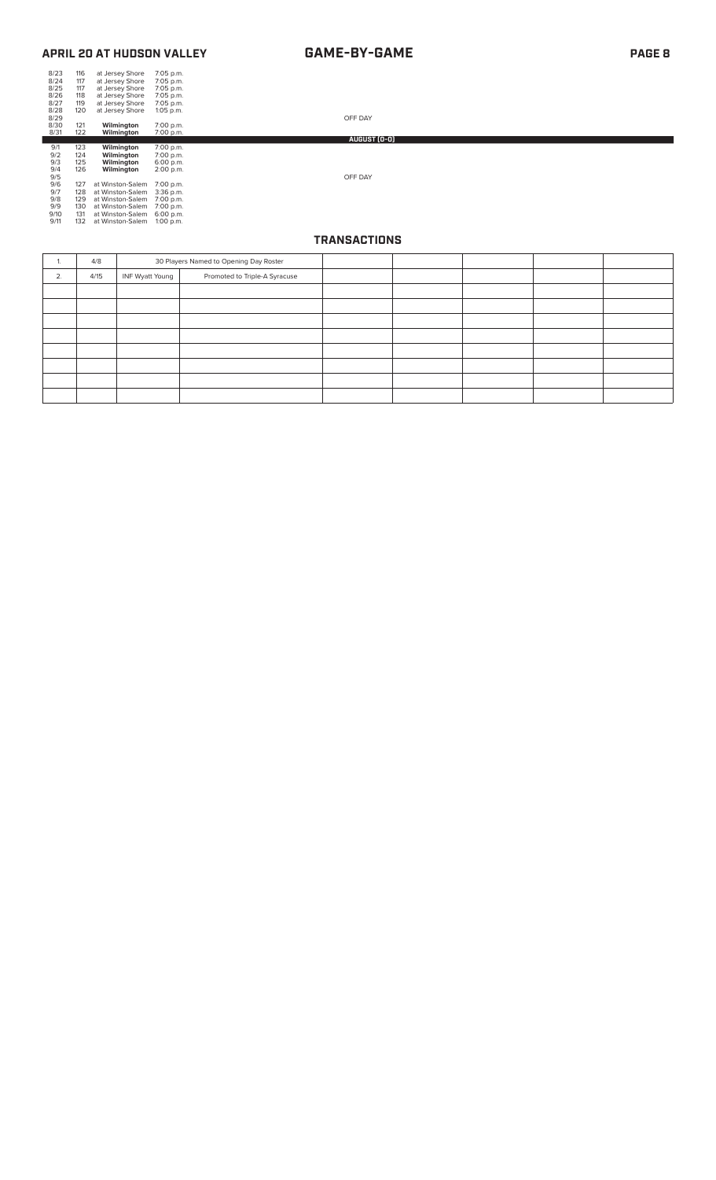## GAME-BY-GAME

| | | | | |
|---|---|---|---|---|
| 8/23 | 116 | at Jersey Shore | 7:05 p.m. | |
| 8/24 | 117 | at Jersey Shore | 7:05 p.m. | |
| 8/25 | 117 | at Jersey Shore | 7:05 p.m. | |
| 8/26 | 118 | at Jersey Shore | 7:05 p.m. | |
| 8/27 | 119 | at Jersey Shore | 7:05 p.m. | |
| 8/28 | 120 | at Jersey Shore | 1:05 p.m. | |
| 8/29 | | | | OFF DAY |
| 8/30 | 121 | **Wilmington** | 7:00 p.m. | |
| 8/31 | 122 | **Wilmington** | 7:00 p.m. | |
| | | | | **AUGUST (0-0)** |
| 9/1 | 123 | **Wilmington** | 7:00 p.m. | |
| 9/2 | 124 | **Wilmington** | 7:00 p.m. | |
| 9/3 | 125 | **Wilmington** | 6:00 p.m. | |
| 9/4 | 126 | **Wilmington** | 2:00 p.m. | |
| 9/5 | | | | OFF DAY |
| 9/6 | 127 | at Winston-Salem | 7:00 p.m. | |
| 9/7 | 128 | at Winston-Salem | 3:36 p.m. | |
| 9/8 | 129 | at Winston-Salem | 7:00 p.m. | |
| 9/9 | 130 | at Winston-Salem | 7:00 p.m. | |
| 9/10 | 131 | at Winston-Salem | 6:00 p.m. | |
| 9/11 | 132 | at Winston-Salem | 1:00 p.m. | |

## TRANSACTIONS

| | | | | | | | | |
|---|---|---|---|---|---|---|---|---|
| 1. | 4/8 | 30 Players Named to Opening Day Roster | | | | | | |
| 2. | 4/15 | INF Wyatt Young | Promoted to Triple-A Syracuse | | | | | |
| | | | | | | | | |
| | | | | | | | | |
| | | | | | | | | |
| | | | | | | | | |
| | | | | | | | | |
| | | | | | | | | |
| | | | | | | | | |
| | | | | | | | | |